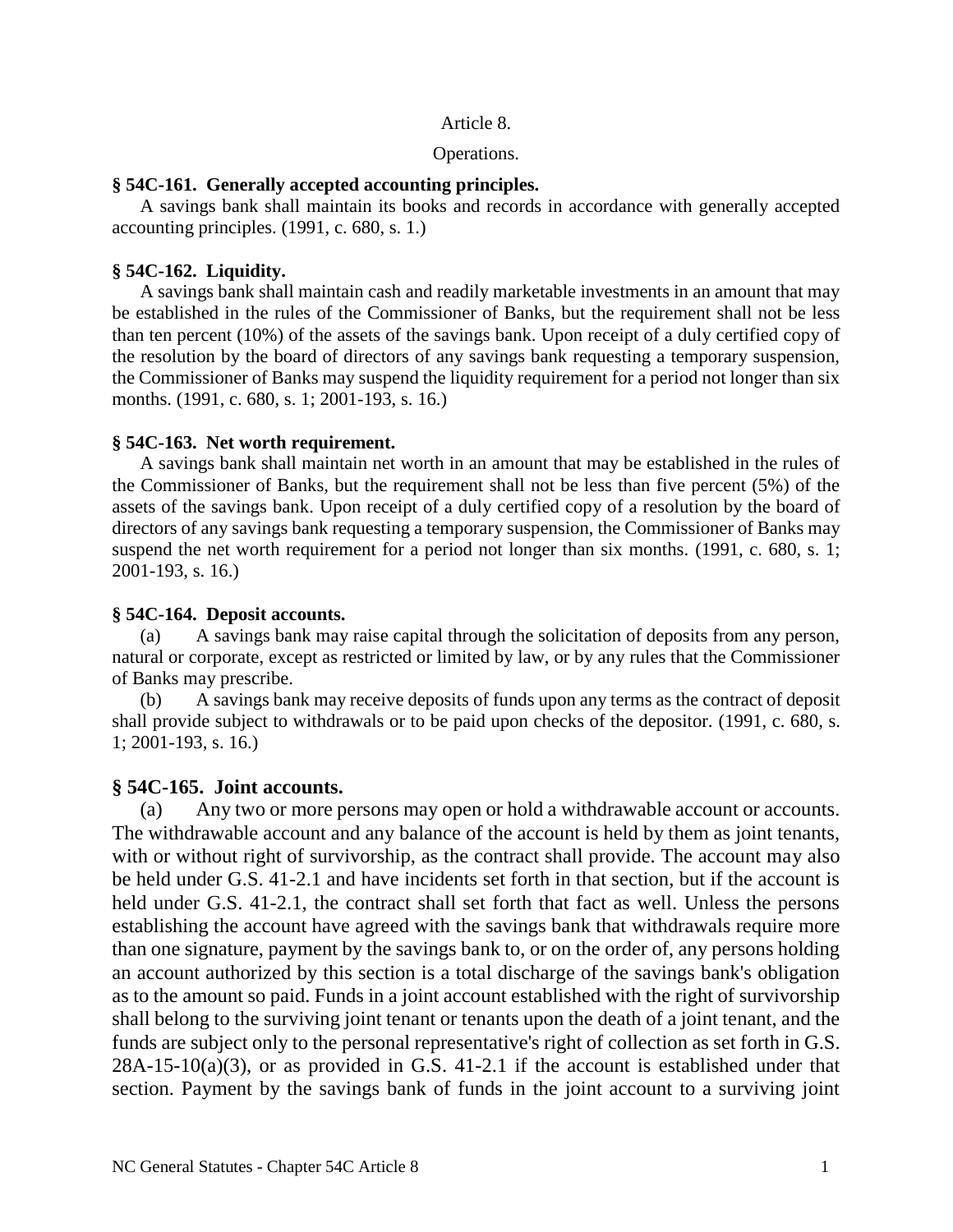Article 8.

Operations.

### § 54C-161. Generally accepted accounting principles.

A savings bank shall maintain its books and records in accordance with generally accepted accounting principles. (1991, c. 680, s. 1.)

### § 54C-162. Liquidity.

A savings bank shall maintain cash and readily marketable investments in an amount that may be established in the rules of the Commissioner of Banks, but the requirement shall not be less than ten percent (10%) of the assets of the savings bank. Upon receipt of a duly certified copy of the resolution by the board of directors of any savings bank requesting a temporary suspension, the Commissioner of Banks may suspend the liquidity requirement for a period not longer than six months. (1991, c. 680, s. 1; 2001-193, s. 16.)

### § 54C-163. Net worth requirement.

A savings bank shall maintain net worth in an amount that may be established in the rules of the Commissioner of Banks, but the requirement shall not be less than five percent (5%) of the assets of the savings bank. Upon receipt of a duly certified copy of a resolution by the board of directors of any savings bank requesting a temporary suspension, the Commissioner of Banks may suspend the net worth requirement for a period not longer than six months. (1991, c. 680, s. 1; 2001-193, s. 16.)

### § 54C-164. Deposit accounts.

(a) A savings bank may raise capital through the solicitation of deposits from any person, natural or corporate, except as restricted or limited by law, or by any rules that the Commissioner of Banks may prescribe.

(b) A savings bank may receive deposits of funds upon any terms as the contract of deposit shall provide subject to withdrawals or to be paid upon checks of the depositor. (1991, c. 680, s. 1; 2001-193, s. 16.)

### § 54C-165. Joint accounts.

(a) Any two or more persons may open or hold a withdrawable account or accounts. The withdrawable account and any balance of the account is held by them as joint tenants, with or without right of survivorship, as the contract shall provide. The account may also be held under G.S. 41-2.1 and have incidents set forth in that section, but if the account is held under G.S. 41-2.1, the contract shall set forth that fact as well. Unless the persons establishing the account have agreed with the savings bank that withdrawals require more than one signature, payment by the savings bank to, or on the order of, any persons holding an account authorized by this section is a total discharge of the savings bank's obligation as to the amount so paid. Funds in a joint account established with the right of survivorship shall belong to the surviving joint tenant or tenants upon the death of a joint tenant, and the funds are subject only to the personal representative's right of collection as set forth in G.S. 28A-15-10(a)(3), or as provided in G.S. 41-2.1 if the account is established under that section. Payment by the savings bank of funds in the joint account to a surviving joint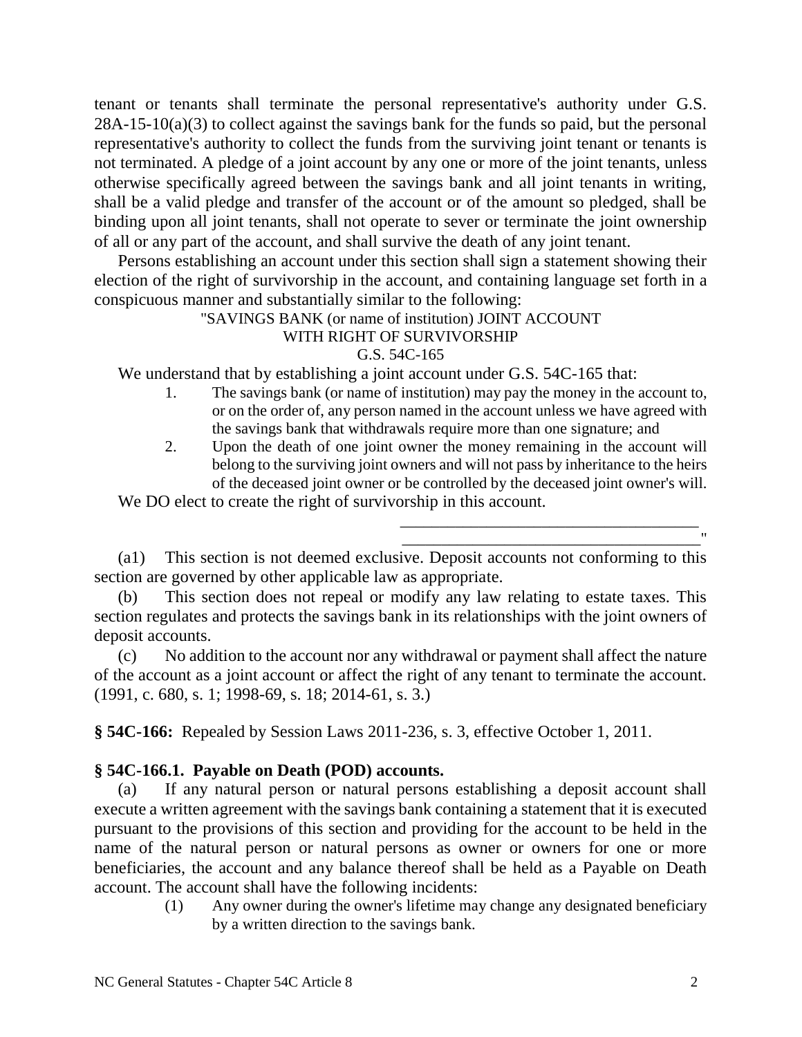tenant or tenants shall terminate the personal representative's authority under G.S. 28A-15-10(a)(3) to collect against the savings bank for the funds so paid, but the personal representative's authority to collect the funds from the surviving joint tenant or tenants is not terminated. A pledge of a joint account by any one or more of the joint tenants, unless otherwise specifically agreed between the savings bank and all joint tenants in writing, shall be a valid pledge and transfer of the account or of the amount so pledged, shall be binding upon all joint tenants, shall not operate to sever or terminate the joint ownership of all or any part of the account, and shall survive the death of any joint tenant.

Persons establishing an account under this section shall sign a statement showing their election of the right of survivorship in the account, and containing language set forth in a conspicuous manner and substantially similar to the following:

"SAVINGS BANK (or name of institution) JOINT ACCOUNT
WITH RIGHT OF SURVIVORSHIP
G.S. 54C-165

We understand that by establishing a joint account under G.S. 54C-165 that:

1. The savings bank (or name of institution) may pay the money in the account to, or on the order of, any person named in the account unless we have agreed with the savings bank that withdrawals require more than one signature; and
2. Upon the death of one joint owner the money remaining in the account will belong to the surviving joint owners and will not pass by inheritance to the heirs of the deceased joint owner or be controlled by the deceased joint owner's will.

We DO elect to create the right of survivorship in this account.

\_\_\_\_\_\_\_\_\_\_\_\_\_\_\_\_\_\_\_\_\_\_\_\_\_\_\_\_\_\_\_\_\_\_\_\_
\_\_\_\_\_\_\_\_\_\_\_\_\_\_\_\_\_\_\_\_\_\_\_\_\_\_\_\_\_\_\_\_\_\_\_\_"

(a1) This section is not deemed exclusive. Deposit accounts not conforming to this section are governed by other applicable law as appropriate.

(b) This section does not repeal or modify any law relating to estate taxes. This section regulates and protects the savings bank in its relationships with the joint owners of deposit accounts.

(c) No addition to the account nor any withdrawal or payment shall affect the nature of the account as a joint account or affect the right of any tenant to terminate the account. (1991, c. 680, s. 1; 1998-69, s. 18; 2014-61, s. 3.)

**§ 54C-166:** Repealed by Session Laws 2011-236, s. 3, effective October 1, 2011.

**§ 54C-166.1. Payable on Death (POD) accounts.**

(a) If any natural person or natural persons establishing a deposit account shall execute a written agreement with the savings bank containing a statement that it is executed pursuant to the provisions of this section and providing for the account to be held in the name of the natural person or natural persons as owner or owners for one or more beneficiaries, the account and any balance thereof shall be held as a Payable on Death account. The account shall have the following incidents:

(1) Any owner during the owner's lifetime may change any designated beneficiary by a written direction to the savings bank.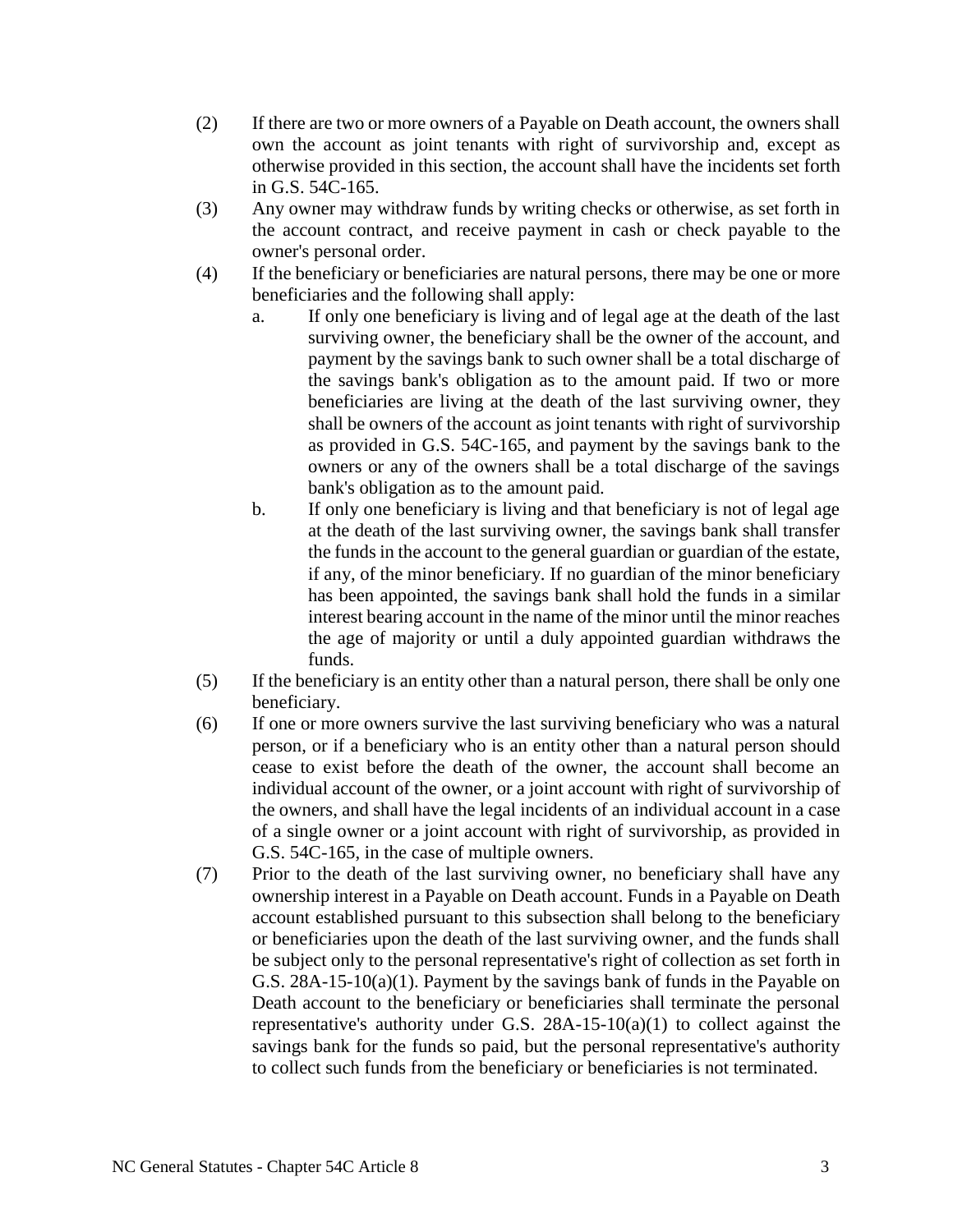(2) If there are two or more owners of a Payable on Death account, the owners shall own the account as joint tenants with right of survivorship and, except as otherwise provided in this section, the account shall have the incidents set forth in G.S. 54C-165.

(3) Any owner may withdraw funds by writing checks or otherwise, as set forth in the account contract, and receive payment in cash or check payable to the owner's personal order.

(4) If the beneficiary or beneficiaries are natural persons, there may be one or more beneficiaries and the following shall apply:

a. If only one beneficiary is living and of legal age at the death of the last surviving owner, the beneficiary shall be the owner of the account, and payment by the savings bank to such owner shall be a total discharge of the savings bank's obligation as to the amount paid. If two or more beneficiaries are living at the death of the last surviving owner, they shall be owners of the account as joint tenants with right of survivorship as provided in G.S. 54C-165, and payment by the savings bank to the owners or any of the owners shall be a total discharge of the savings bank's obligation as to the amount paid.

b. If only one beneficiary is living and that beneficiary is not of legal age at the death of the last surviving owner, the savings bank shall transfer the funds in the account to the general guardian or guardian of the estate, if any, of the minor beneficiary. If no guardian of the minor beneficiary has been appointed, the savings bank shall hold the funds in a similar interest bearing account in the name of the minor until the minor reaches the age of majority or until a duly appointed guardian withdraws the funds.

(5) If the beneficiary is an entity other than a natural person, there shall be only one beneficiary.

(6) If one or more owners survive the last surviving beneficiary who was a natural person, or if a beneficiary who is an entity other than a natural person should cease to exist before the death of the owner, the account shall become an individual account of the owner, or a joint account with right of survivorship of the owners, and shall have the legal incidents of an individual account in a case of a single owner or a joint account with right of survivorship, as provided in G.S. 54C-165, in the case of multiple owners.

(7) Prior to the death of the last surviving owner, no beneficiary shall have any ownership interest in a Payable on Death account. Funds in a Payable on Death account established pursuant to this subsection shall belong to the beneficiary or beneficiaries upon the death of the last surviving owner, and the funds shall be subject only to the personal representative's right of collection as set forth in G.S. 28A-15-10(a)(1). Payment by the savings bank of funds in the Payable on Death account to the beneficiary or beneficiaries shall terminate the personal representative's authority under G.S. 28A-15-10(a)(1) to collect against the savings bank for the funds so paid, but the personal representative's authority to collect such funds from the beneficiary or beneficiaries is not terminated.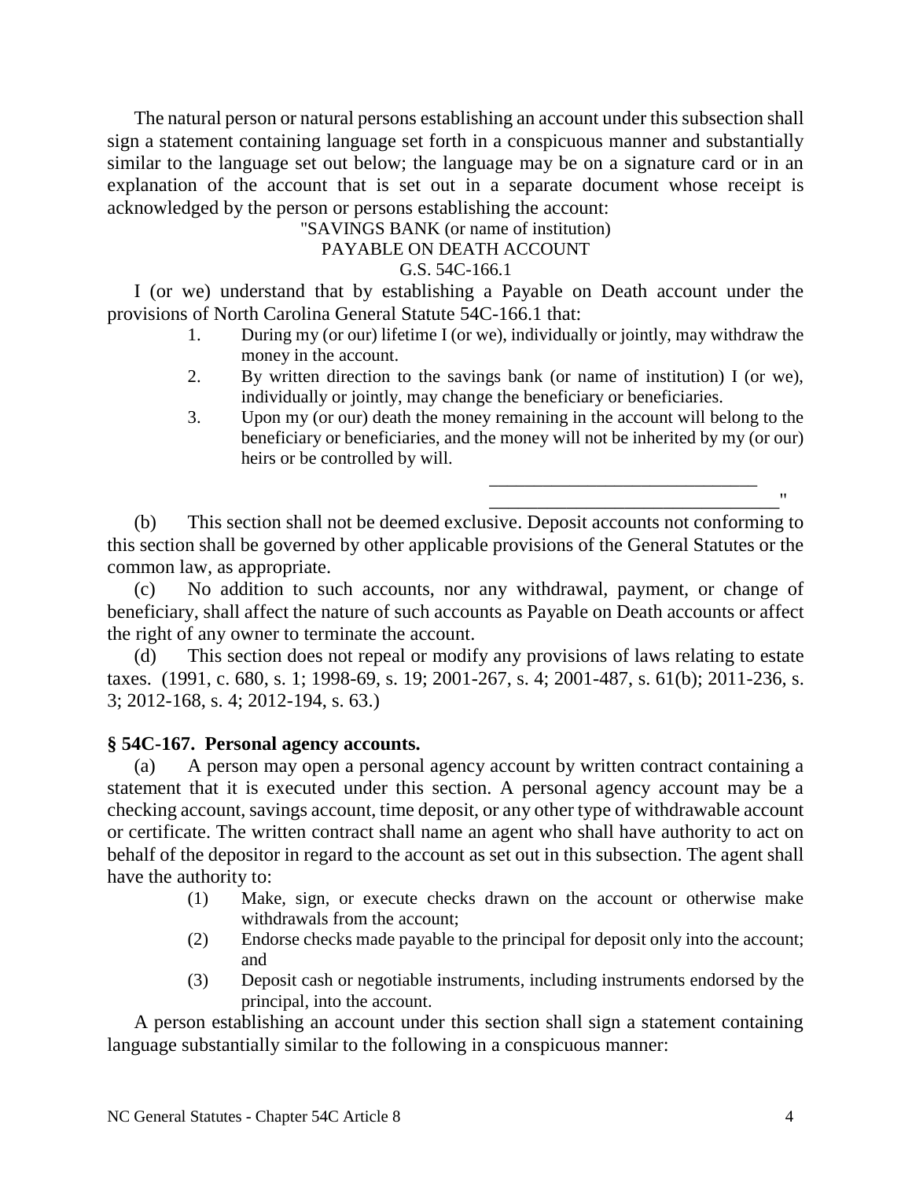The natural person or natural persons establishing an account under this subsection shall sign a statement containing language set forth in a conspicuous manner and substantially similar to the language set out below; the language may be on a signature card or in an explanation of the account that is set out in a separate document whose receipt is acknowledged by the person or persons establishing the account:

"SAVINGS BANK (or name of institution)
PAYABLE ON DEATH ACCOUNT
G.S. 54C-166.1

I (or we) understand that by establishing a Payable on Death account under the provisions of North Carolina General Statute 54C-166.1 that:

1. During my (or our) lifetime I (or we), individually or jointly, may withdraw the money in the account.
2. By written direction to the savings bank (or name of institution) I (or we), individually or jointly, may change the beneficiary or beneficiaries.
3. Upon my (or our) death the money remaining in the account will belong to the beneficiary or beneficiaries, and the money will not be inherited by my (or our) heirs or be controlled by will.

_______________________________
_________________________________"

(b) This section shall not be deemed exclusive. Deposit accounts not conforming to this section shall be governed by other applicable provisions of the General Statutes or the common law, as appropriate.

(c) No addition to such accounts, nor any withdrawal, payment, or change of beneficiary, shall affect the nature of such accounts as Payable on Death accounts or affect the right of any owner to terminate the account.

(d) This section does not repeal or modify any provisions of laws relating to estate taxes. (1991, c. 680, s. 1; 1998-69, s. 19; 2001-267, s. 4; 2001-487, s. 61(b); 2011-236, s. 3; 2012-168, s. 4; 2012-194, s. 63.)

**§ 54C-167. Personal agency accounts.**

(a) A person may open a personal agency account by written contract containing a statement that it is executed under this section. A personal agency account may be a checking account, savings account, time deposit, or any other type of withdrawable account or certificate. The written contract shall name an agent who shall have authority to act on behalf of the depositor in regard to the account as set out in this subsection. The agent shall have the authority to:

(1) Make, sign, or execute checks drawn on the account or otherwise make withdrawals from the account;
(2) Endorse checks made payable to the principal for deposit only into the account; and
(3) Deposit cash or negotiable instruments, including instruments endorsed by the principal, into the account.

A person establishing an account under this section shall sign a statement containing language substantially similar to the following in a conspicuous manner: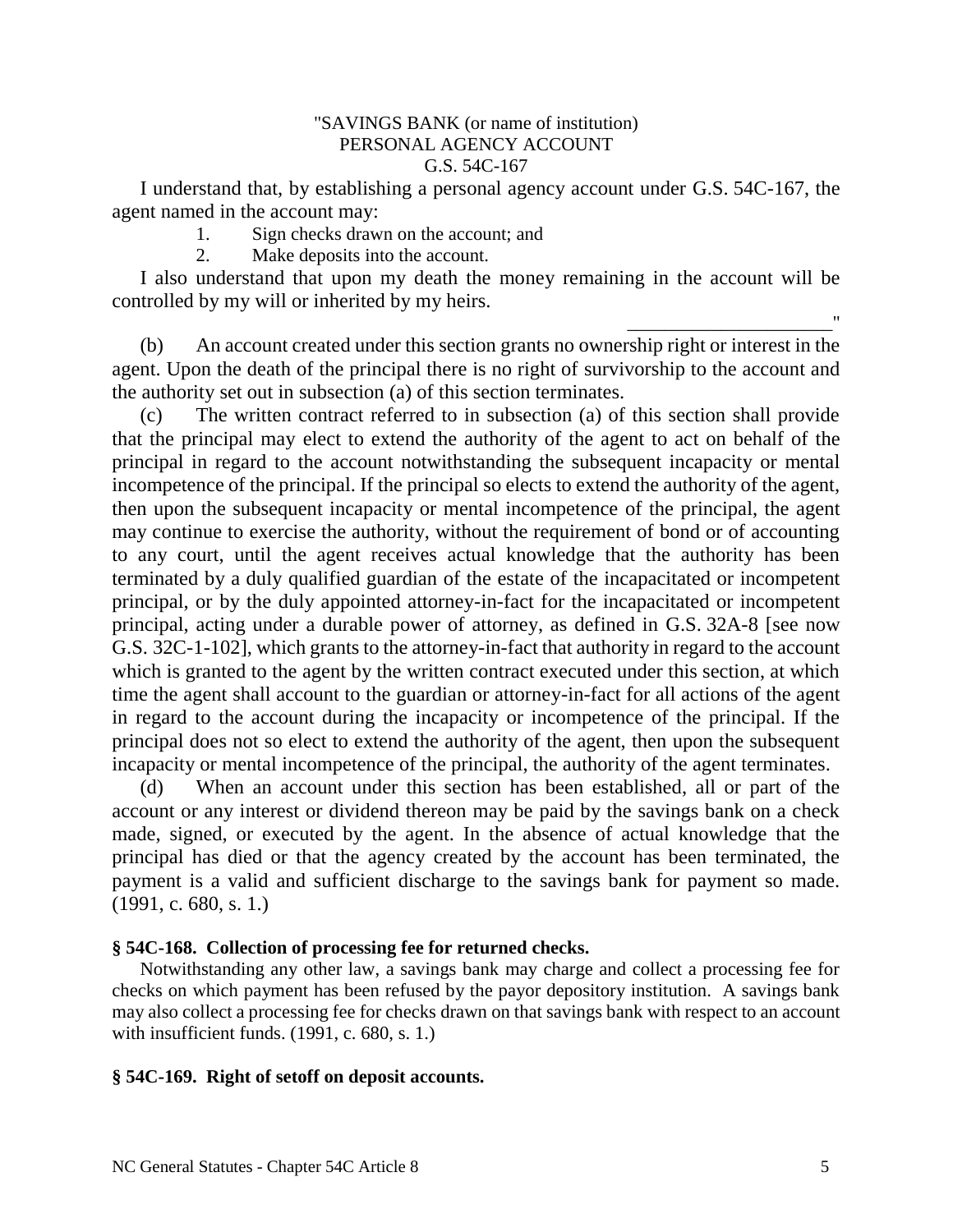"SAVINGS BANK (or name of institution)
PERSONAL AGENCY ACCOUNT
G.S. 54C-167

I understand that, by establishing a personal agency account under G.S. 54C-167, the agent named in the account may:

1. Sign checks drawn on the account; and
2. Make deposits into the account.

I also understand that upon my death the money remaining in the account will be controlled by my will or inherited by my heirs.

____________________"

(b) An account created under this section grants no ownership right or interest in the agent. Upon the death of the principal there is no right of survivorship to the account and the authority set out in subsection (a) of this section terminates.

(c) The written contract referred to in subsection (a) of this section shall provide that the principal may elect to extend the authority of the agent to act on behalf of the principal in regard to the account notwithstanding the subsequent incapacity or mental incompetence of the principal. If the principal so elects to extend the authority of the agent, then upon the subsequent incapacity or mental incompetence of the principal, the agent may continue to exercise the authority, without the requirement of bond or of accounting to any court, until the agent receives actual knowledge that the authority has been terminated by a duly qualified guardian of the estate of the incapacitated or incompetent principal, or by the duly appointed attorney-in-fact for the incapacitated or incompetent principal, acting under a durable power of attorney, as defined in G.S. 32A-8 [see now G.S. 32C-1-102], which grants to the attorney-in-fact that authority in regard to the account which is granted to the agent by the written contract executed under this section, at which time the agent shall account to the guardian or attorney-in-fact for all actions of the agent in regard to the account during the incapacity or incompetence of the principal. If the principal does not so elect to extend the authority of the agent, then upon the subsequent incapacity or mental incompetence of the principal, the authority of the agent terminates.

(d) When an account under this section has been established, all or part of the account or any interest or dividend thereon may be paid by the savings bank on a check made, signed, or executed by the agent. In the absence of actual knowledge that the principal has died or that the agency created by the account has been terminated, the payment is a valid and sufficient discharge to the savings bank for payment so made. (1991, c. 680, s. 1.)

**§ 54C-168. Collection of processing fee for returned checks.**

Notwithstanding any other law, a savings bank may charge and collect a processing fee for checks on which payment has been refused by the payor depository institution. A savings bank may also collect a processing fee for checks drawn on that savings bank with respect to an account with insufficient funds. (1991, c. 680, s. 1.)

**§ 54C-169. Right of setoff on deposit accounts.**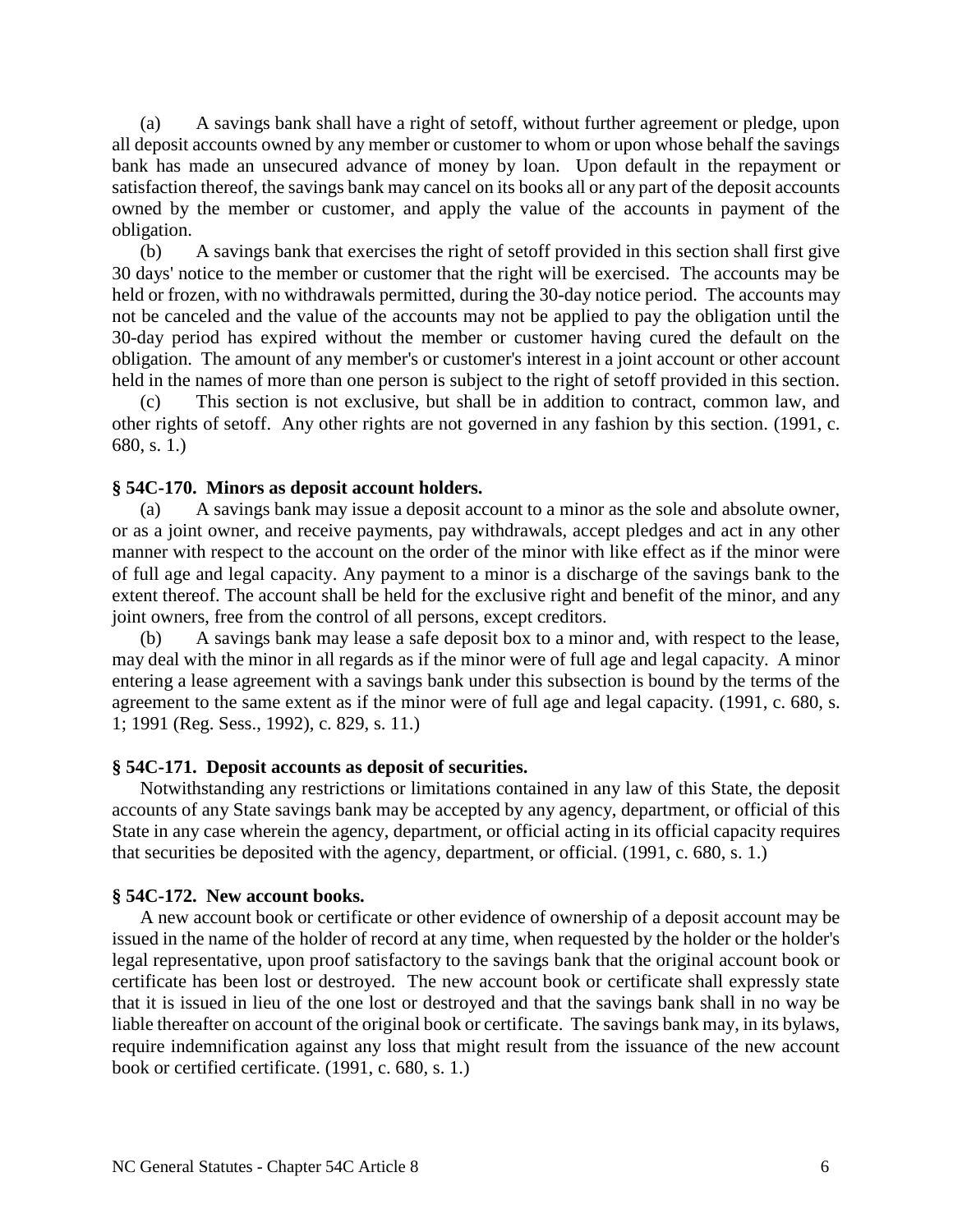(a) A savings bank shall have a right of setoff, without further agreement or pledge, upon all deposit accounts owned by any member or customer to whom or upon whose behalf the savings bank has made an unsecured advance of money by loan. Upon default in the repayment or satisfaction thereof, the savings bank may cancel on its books all or any part of the deposit accounts owned by the member or customer, and apply the value of the accounts in payment of the obligation.

(b) A savings bank that exercises the right of setoff provided in this section shall first give 30 days' notice to the member or customer that the right will be exercised. The accounts may be held or frozen, with no withdrawals permitted, during the 30-day notice period. The accounts may not be canceled and the value of the accounts may not be applied to pay the obligation until the 30-day period has expired without the member or customer having cured the default on the obligation. The amount of any member's or customer's interest in a joint account or other account held in the names of more than one person is subject to the right of setoff provided in this section.

(c) This section is not exclusive, but shall be in addition to contract, common law, and other rights of setoff. Any other rights are not governed in any fashion by this section. (1991, c. 680, s. 1.)

### § 54C-170. Minors as deposit account holders.

(a) A savings bank may issue a deposit account to a minor as the sole and absolute owner, or as a joint owner, and receive payments, pay withdrawals, accept pledges and act in any other manner with respect to the account on the order of the minor with like effect as if the minor were of full age and legal capacity. Any payment to a minor is a discharge of the savings bank to the extent thereof. The account shall be held for the exclusive right and benefit of the minor, and any joint owners, free from the control of all persons, except creditors.

(b) A savings bank may lease a safe deposit box to a minor and, with respect to the lease, may deal with the minor in all regards as if the minor were of full age and legal capacity. A minor entering a lease agreement with a savings bank under this subsection is bound by the terms of the agreement to the same extent as if the minor were of full age and legal capacity. (1991, c. 680, s. 1; 1991 (Reg. Sess., 1992), c. 829, s. 11.)

### § 54C-171. Deposit accounts as deposit of securities.

Notwithstanding any restrictions or limitations contained in any law of this State, the deposit accounts of any State savings bank may be accepted by any agency, department, or official of this State in any case wherein the agency, department, or official acting in its official capacity requires that securities be deposited with the agency, department, or official. (1991, c. 680, s. 1.)

### § 54C-172. New account books.

A new account book or certificate or other evidence of ownership of a deposit account may be issued in the name of the holder of record at any time, when requested by the holder or the holder's legal representative, upon proof satisfactory to the savings bank that the original account book or certificate has been lost or destroyed. The new account book or certificate shall expressly state that it is issued in lieu of the one lost or destroyed and that the savings bank shall in no way be liable thereafter on account of the original book or certificate. The savings bank may, in its bylaws, require indemnification against any loss that might result from the issuance of the new account book or certified certificate. (1991, c. 680, s. 1.)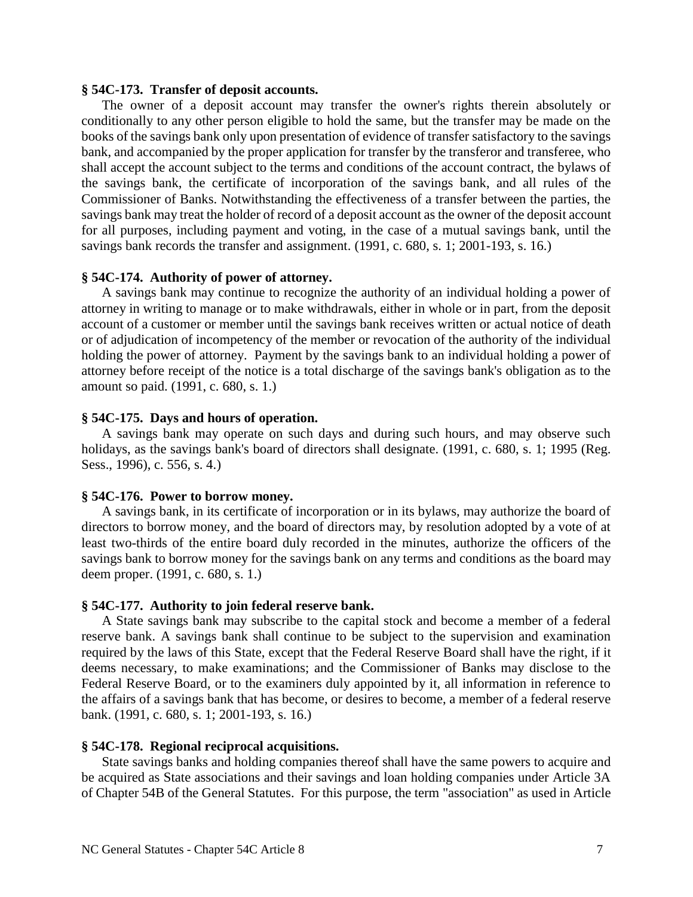**§ 54C-173. Transfer of deposit accounts.**

The owner of a deposit account may transfer the owner's rights therein absolutely or conditionally to any other person eligible to hold the same, but the transfer may be made on the books of the savings bank only upon presentation of evidence of transfer satisfactory to the savings bank, and accompanied by the proper application for transfer by the transferor and transferee, who shall accept the account subject to the terms and conditions of the account contract, the bylaws of the savings bank, the certificate of incorporation of the savings bank, and all rules of the Commissioner of Banks. Notwithstanding the effectiveness of a transfer between the parties, the savings bank may treat the holder of record of a deposit account as the owner of the deposit account for all purposes, including payment and voting, in the case of a mutual savings bank, until the savings bank records the transfer and assignment. (1991, c. 680, s. 1; 2001-193, s. 16.)

**§ 54C-174. Authority of power of attorney.**

A savings bank may continue to recognize the authority of an individual holding a power of attorney in writing to manage or to make withdrawals, either in whole or in part, from the deposit account of a customer or member until the savings bank receives written or actual notice of death or of adjudication of incompetency of the member or revocation of the authority of the individual holding the power of attorney. Payment by the savings bank to an individual holding a power of attorney before receipt of the notice is a total discharge of the savings bank's obligation as to the amount so paid. (1991, c. 680, s. 1.)

**§ 54C-175. Days and hours of operation.**

A savings bank may operate on such days and during such hours, and may observe such holidays, as the savings bank's board of directors shall designate. (1991, c. 680, s. 1; 1995 (Reg. Sess., 1996), c. 556, s. 4.)

**§ 54C-176. Power to borrow money.**

A savings bank, in its certificate of incorporation or in its bylaws, may authorize the board of directors to borrow money, and the board of directors may, by resolution adopted by a vote of at least two-thirds of the entire board duly recorded in the minutes, authorize the officers of the savings bank to borrow money for the savings bank on any terms and conditions as the board may deem proper. (1991, c. 680, s. 1.)

**§ 54C-177. Authority to join federal reserve bank.**

A State savings bank may subscribe to the capital stock and become a member of a federal reserve bank. A savings bank shall continue to be subject to the supervision and examination required by the laws of this State, except that the Federal Reserve Board shall have the right, if it deems necessary, to make examinations; and the Commissioner of Banks may disclose to the Federal Reserve Board, or to the examiners duly appointed by it, all information in reference to the affairs of a savings bank that has become, or desires to become, a member of a federal reserve bank. (1991, c. 680, s. 1; 2001-193, s. 16.)

**§ 54C-178. Regional reciprocal acquisitions.**

State savings banks and holding companies thereof shall have the same powers to acquire and be acquired as State associations and their savings and loan holding companies under Article 3A of Chapter 54B of the General Statutes. For this purpose, the term "association" as used in Article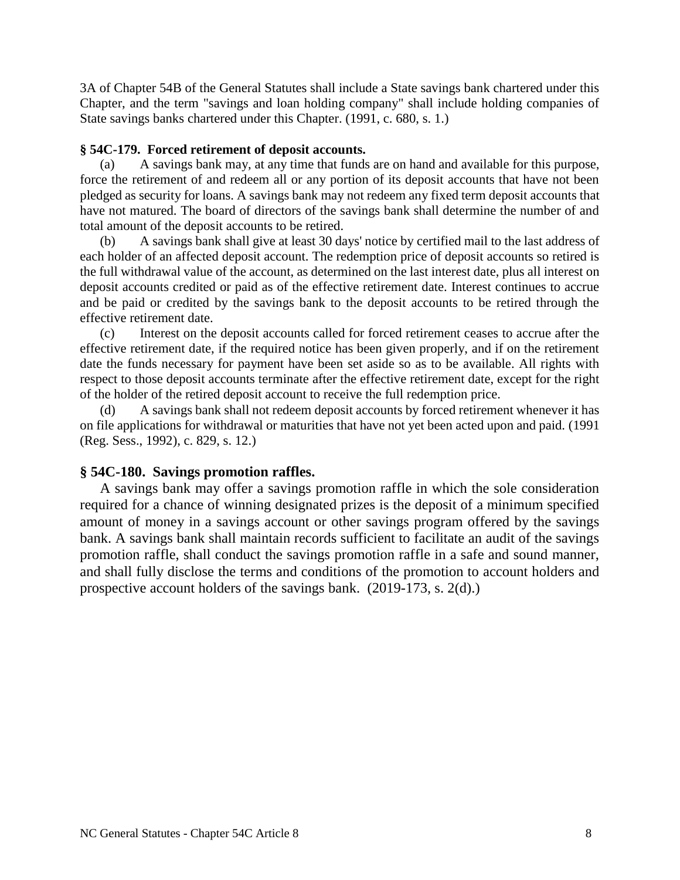3A of Chapter 54B of the General Statutes shall include a State savings bank chartered under this Chapter, and the term "savings and loan holding company" shall include holding companies of State savings banks chartered under this Chapter. (1991, c. 680, s. 1.)

**§ 54C-179. Forced retirement of deposit accounts.**

(a) A savings bank may, at any time that funds are on hand and available for this purpose, force the retirement of and redeem all or any portion of its deposit accounts that have not been pledged as security for loans. A savings bank may not redeem any fixed term deposit accounts that have not matured. The board of directors of the savings bank shall determine the number of and total amount of the deposit accounts to be retired.

(b) A savings bank shall give at least 30 days' notice by certified mail to the last address of each holder of an affected deposit account. The redemption price of deposit accounts so retired is the full withdrawal value of the account, as determined on the last interest date, plus all interest on deposit accounts credited or paid as of the effective retirement date. Interest continues to accrue and be paid or credited by the savings bank to the deposit accounts to be retired through the effective retirement date.

(c) Interest on the deposit accounts called for forced retirement ceases to accrue after the effective retirement date, if the required notice has been given properly, and if on the retirement date the funds necessary for payment have been set aside so as to be available. All rights with respect to those deposit accounts terminate after the effective retirement date, except for the right of the holder of the retired deposit account to receive the full redemption price.

(d) A savings bank shall not redeem deposit accounts by forced retirement whenever it has on file applications for withdrawal or maturities that have not yet been acted upon and paid. (1991 (Reg. Sess., 1992), c. 829, s. 12.)

**§ 54C-180. Savings promotion raffles.**

A savings bank may offer a savings promotion raffle in which the sole consideration required for a chance of winning designated prizes is the deposit of a minimum specified amount of money in a savings account or other savings program offered by the savings bank. A savings bank shall maintain records sufficient to facilitate an audit of the savings promotion raffle, shall conduct the savings promotion raffle in a safe and sound manner, and shall fully disclose the terms and conditions of the promotion to account holders and prospective account holders of the savings bank. (2019-173, s. 2(d).)